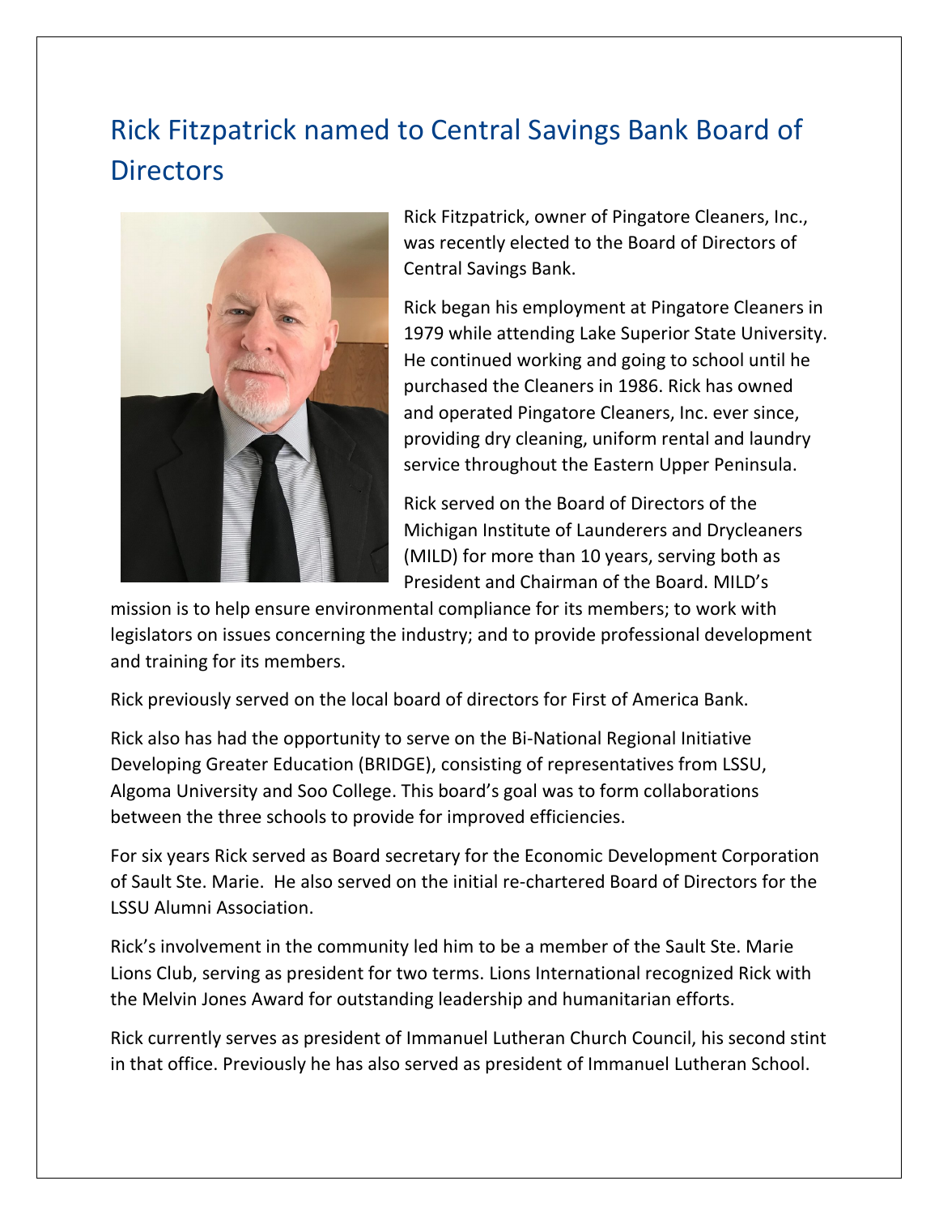# Rick Fitzpatrick named to Central Savings Bank Board of Directors

Rick Fitzpatrick, owner of Pingatore Cleaners, Inc., was recently elected to the Board of Directors of Central Savings Bank.

Rick began his employment at Pingatore Cleaners in 1979 while attending Lake Superior State University. He continued working and going to school until he purchased the Cleaners in 1986. Rick has owned and operated Pingatore Cleaners, Inc. ever since, providing dry cleaning, uniform rental and laundry service throughout the Eastern Upper Peninsula.

Rick served on the Board of Directors of the Michigan Institute of Launderers and Drycleaners (MILD) for more than 10 years, serving both as President and Chairman of the Board. MILD's mission is to help ensure environmental compliance for its members; to work with legislators on issues concerning the industry; and to provide professional development and training for its members.

Rick previously served on the local board of directors for First of America Bank.

Rick also has had the opportunity to serve on the Bi-National Regional Initiative Developing Greater Education (BRIDGE), consisting of representatives from LSSU, Algoma University and Soo College. This board's goal was to form collaborations between the three schools to provide for improved efficiencies.

For six years Rick served as Board secretary for the Economic Development Corporation of Sault Ste. Marie. He also served on the initial re-chartered Board of Directors for the LSSU Alumni Association.

Rick's involvement in the community led him to be a member of the Sault Ste. Marie Lions Club, serving as president for two terms. Lions International recognized Rick with the Melvin Jones Award for outstanding leadership and humanitarian efforts.

Rick currently serves as president of Immanuel Lutheran Church Council, his second stint in that office. Previously he has also served as president of Immanuel Lutheran School.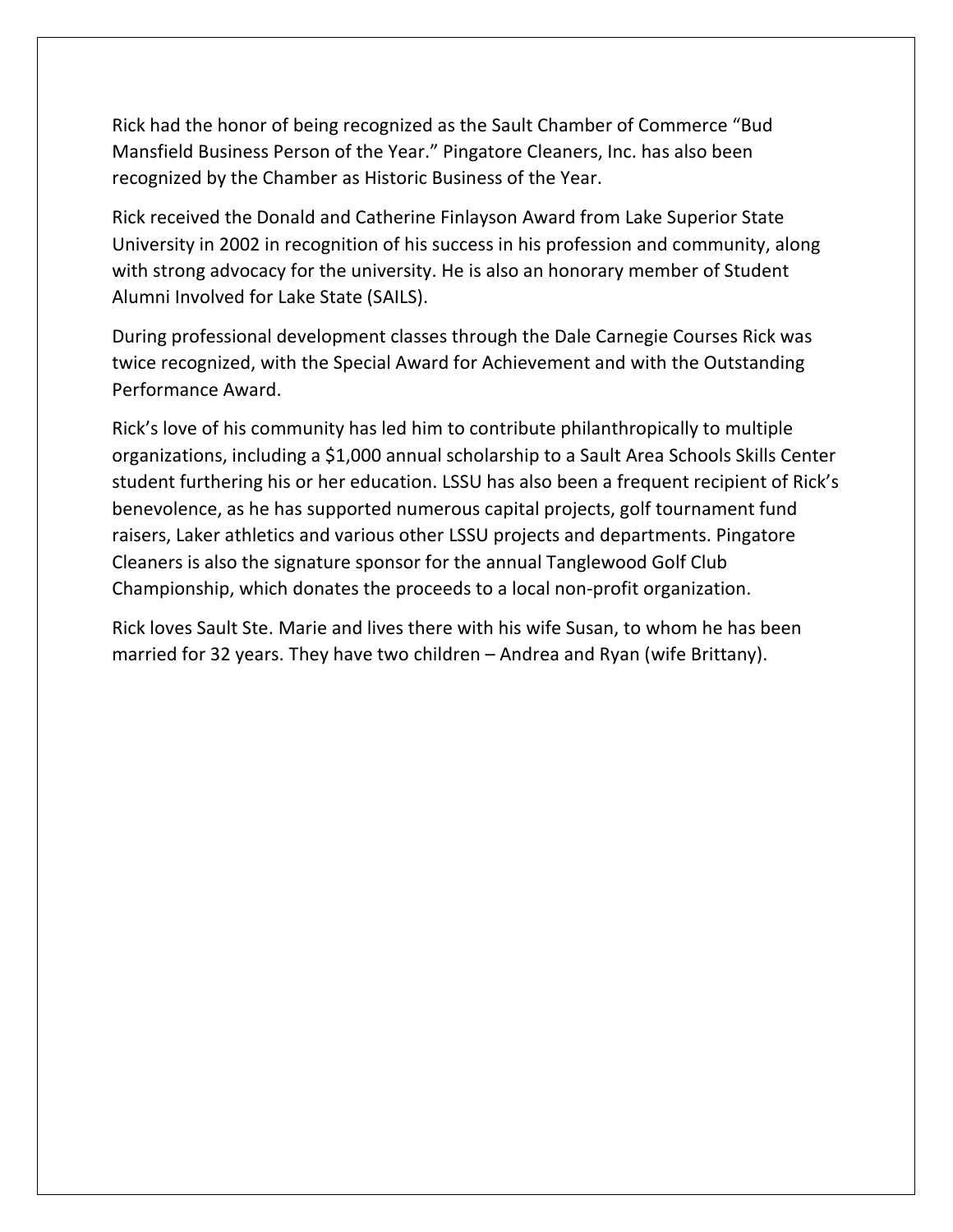Rick had the honor of being recognized as the Sault Chamber of Commerce "Bud Mansfield Business Person of the Year." Pingatore Cleaners, Inc. has also been recognized by the Chamber as Historic Business of the Year.

Rick received the Donald and Catherine Finlayson Award from Lake Superior State University in 2002 in recognition of his success in his profession and community, along with strong advocacy for the university. He is also an honorary member of Student Alumni Involved for Lake State (SAILS).

During professional development classes through the Dale Carnegie Courses Rick was twice recognized, with the Special Award for Achievement and with the Outstanding Performance Award.

Rick's love of his community has led him to contribute philanthropically to multiple organizations, including a $1,000 annual scholarship to a Sault Area Schools Skills Center student furthering his or her education. LSSU has also been a frequent recipient of Rick's benevolence, as he has supported numerous capital projects, golf tournament fund raisers, Laker athletics and various other LSSU projects and departments. Pingatore Cleaners is also the signature sponsor for the annual Tanglewood Golf Club Championship, which donates the proceeds to a local non-profit organization.

Rick loves Sault Ste. Marie and lives there with his wife Susan, to whom he has been married for 32 years. They have two children – Andrea and Ryan (wife Brittany).